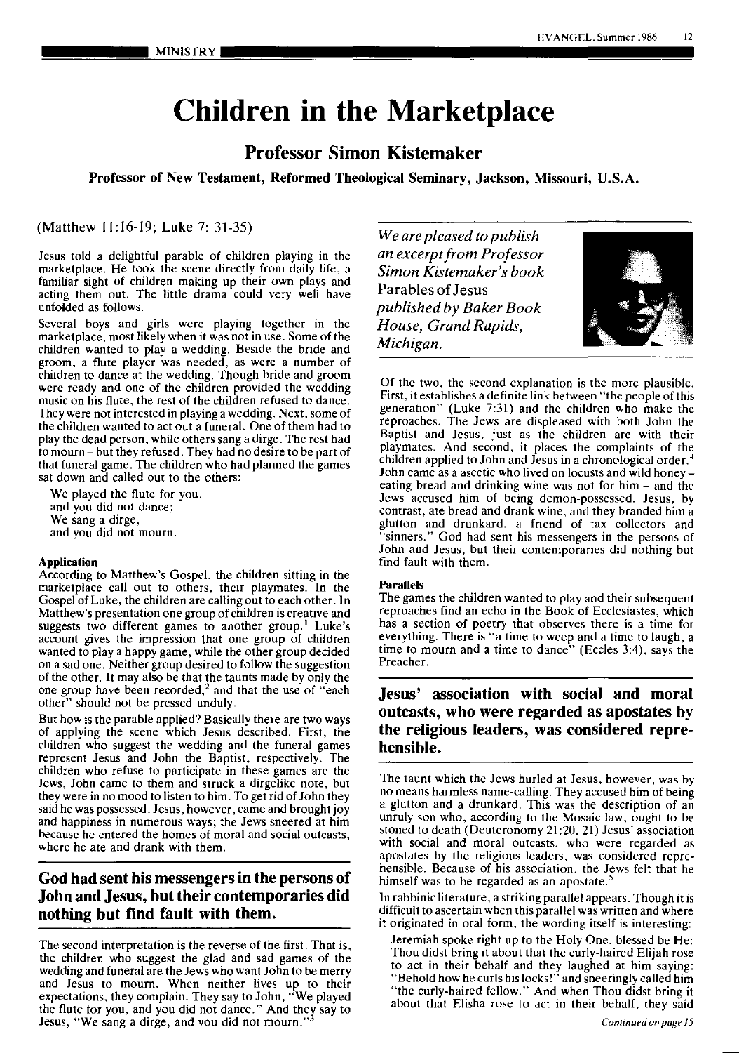# Children in the Marketplace

## Professor Simon Kistemaker

**Professor of New Testament, Reformed Theological Seminary, Jackson, Missouri, U.S.A.**

(Matthew 11:16-19; Luke 7: 31-35)

Jesus told a delightful parable of children playing in the marketplace. He took the scene directly from daily life, a familiar sight of children making up their own plays and acting them out. The little drama could very well have unfolded as follows.

Several boys and girls were playing together in the marketplace, most likely when it was not in use. Some of the children wanted to play a wedding. Beside the bride and groom, a flute player was needed, as were a number of children to dance at the wedding. Though bride and groom were ready and one of the children provided the wedding music on his flute, the rest of the children refused to dance. They were not interested in playing a wedding. Next, some of the children wanted to act out a funeral. One of them had to play the dead person, while others sang a dirge. The rest had to mourn – but they refused. They had no desire to be part of that funeral game. The children who had planned the games sat down and called out to the others:

> We played the flute for you,
> and you did not dance;
> We sang a dirge,
> and you did not mourn.

#### Application

According to Matthew's Gospel, the children sitting in the marketplace call out to others, their playmates. In the Gospel of Luke, the children are calling out to each other. In Matthew's presentation one group of children is creative and suggests two different games to another group.[1] Luke's account gives the impression that one group of children wanted to play a happy game, while the other group decided on a sad one. Neither group desired to follow the suggestion of the other. It may also be that the taunts made by only the one group have been recorded,[2] and that the use of "each other" should not be pressed unduly.

But how is the parable applied? Basically there are two ways of applying the scene which Jesus described. First, the children who suggest the wedding and the funeral games represent Jesus and John the Baptist, respectively. The children who refuse to participate in these games are the Jews, John came to them and struck a dirgelike note, but they were in no mood to listen to him. To get rid of John they said he was possessed. Jesus, however, came and brought joy and happiness in numerous ways; the Jews sneered at him because he entered the homes of moral and social outcasts, where he ate and drank with them.

**God had sent his messengers in the persons of John and Jesus, but their contemporaries did nothing but find fault with them.**

The second interpretation is the reverse of the first. That is, the children who suggest the glad and sad games of the wedding and funeral are the Jews who want John to be merry and Jesus to mourn. When neither lives up to their expectations, they complain. They say to John, "We played the flute for you, and you did not dance." And they say to Jesus, "We sang a dirge, and you did not mourn."[3]

*We are pleased to publish an excerpt from Professor Simon Kistemaker's book* Parables of Jesus *published by Baker Book House, Grand Rapids, Michigan.*

Of the two, the second explanation is the more plausible. First, it establishes a definite link between "the people of this generation" (Luke 7:31) and the children who make the reproaches. The Jews are displeased with both John the Baptist and Jesus, just as the children are with their playmates. And second, it places the complaints of the children applied to John and Jesus in a chronological order.[4] John came as a ascetic who lived on locusts and wild honey – eating bread and drinking wine was not for him – and the Jews accused him of being demon-possessed. Jesus, by contrast, ate bread and drank wine, and they branded him a glutton and drunkard, a friend of tax collectors and "sinners." God had sent his messengers in the persons of John and Jesus, but their contemporaries did nothing but find fault with them.

#### Parallels

The games the children wanted to play and their subsequent reproaches find an echo in the Book of Ecclesiastes, which has a section of poetry that observes there is a time for everything. There is "a time to weep and a time to laugh, a time to mourn and a time to dance" (Eccles 3:4), says the Preacher.

**Jesus' association with social and moral outcasts, who were regarded as apostates by the religious leaders, was considered reprehensible.**

The taunt which the Jews hurled at Jesus, however, was by no means harmless name-calling. They accused him of being a glutton and a drunkard. This was the description of an unruly son who, according to the Mosaic law, ought to be stoned to death (Deuteronomy 21:20, 21) Jesus' association with social and moral outcasts, who were regarded as apostates by the religious leaders, was considered reprehensible. Because of his association, the Jews felt that he himself was to be regarded as an apostate.[5]

In rabbinic literature, a striking parallel appears. Though it is difficult to ascertain when this parallel was written and where it originated in oral form, the wording itself is interesting:

> Jeremiah spoke right up to the Holy One, blessed be He: Thou didst bring it about that the curly-haired Elijah rose to act in their behalf and they laughed at him saying: "Behold how he curls his locks!" and sneeringly called him "the curly-haired fellow." And when Thou didst bring it about that Elisha rose to act in their behalf, they said

*Continued on page 15*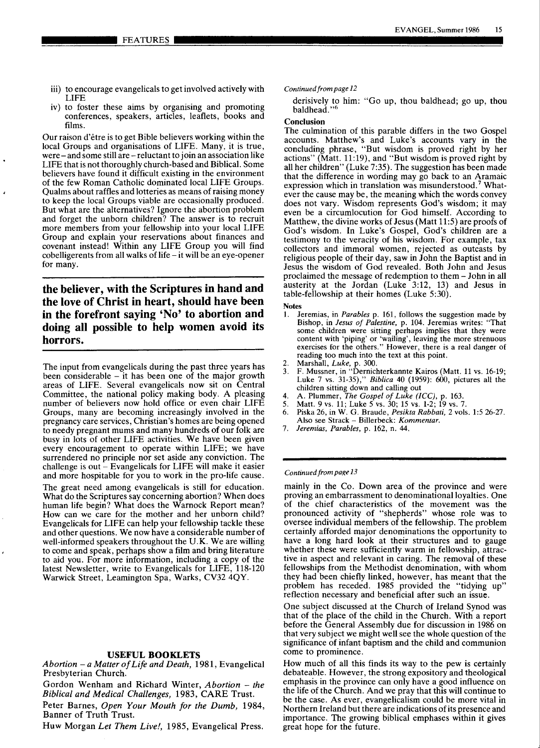iii) to encourage evangelicals to get involved actively with LIFE

iv) to foster these aims by organising and promoting conferences, speakers, articles, leaflets, books and films.

Our raison d'être is to get Bible believers working within the local Groups and organisations of LIFE. Many, it is true, were – and some still are – reluctant to join an association like LIFE that is not thoroughly church-based and Biblical. Some believers have found it difficult existing in the environment of the few Roman Catholic dominated local LIFE Groups. Qualms about raffles and lotteries as means of raising money to keep the local Groups viable are occasionally produced. But what are the alternatives? Ignore the abortion problem and forget the unborn children? The answer is to recruit more members from your fellowship into your local LIFE Group and explain your reservations about finances and covenant instead! Within any LIFE Group you will find cobelligerents from all walks of life – it will be an eye-opener for many.

**the believer, with the Scriptures in hand and the love of Christ in heart, should have been in the forefront saying 'No' to abortion and doing all possible to help women avoid its horrors.**

The input from evangelicals during the past three years has been considerable – it has been one of the major growth areas of LIFE. Several evangelicals now sit on Central Committee, the national policy making body. A pleasing number of believers now hold office or even chair LIFE Groups, many are becoming increasingly involved in the pregnancy care services, Christian's homes are being opened to needy pregnant mums and many hundreds of our folk are busy in lots of other LIFE activities. We have been given every encouragement to operate within LIFE; we have surrendered no principle nor set aside any conviction. The challenge is out – Evangelicals for LIFE will make it easier and more hospitable for you to work in the pro-life cause.

The great need among evangelicals is still for education. What do the Scriptures say concerning abortion? When does human life begin? What does the Warnock Report mean? How can we care for the mother and her unborn child? Evangelicals for LIFE can help your fellowship tackle these and other questions. We now have a considerable number of well-informed speakers throughout the U.K. We are willing to come and speak, perhaps show a film and bring literature to aid you. For more information, including a copy of the latest Newsletter, write to Evangelicals for LIFE, 118-120 Warwick Street, Leamington Spa, Warks, CV32 4QY.

### USEFUL BOOKLETS

*Abortion – a Matter of Life and Death,* 1981, Evangelical Presbyterian Church.

Gordon Wenham and Richard Winter, *Abortion – the Biblical and Medical Challenges,* 1983, CARE Trust.

Peter Barnes, *Open Your Mouth for the Dumb,* 1984, Banner of Truth Trust.

Huw Morgan *Let Them Live!,* 1985, Evangelical Press.

*Continued from page 12*

derisively to him: "Go up, thou baldhead; go up, thou baldhead."[6]

**Conclusion**

The culmination of this parable differs in the two Gospel accounts. Matthew's and Luke's accounts vary in the concluding phrase, "But wisdom is proved right by her actions" (Matt. 11:19), and "But wisdom is proved right by all her children" (Luke 7:35). The suggestion has been made that the difference in wording may go back to an Aramaic expression which in translation was misunderstood.[7] Whatever the cause may be, the meaning which the words convey does not vary. Wisdom represents God's wisdom; it may even be a circumlocution for God himself. According to Matthew, the divine works of Jesus (Matt 11:5) are proofs of God's wisdom. In Luke's Gospel, God's children are a testimony to the veracity of his wisdom. For example, tax collectors and immoral women, rejected as outcasts by religious people of their day, saw in John the Baptist and in Jesus the wisdom of God revealed. Both John and Jesus proclaimed the message of redemption to them – John in all austerity at the Jordan (Luke 3:12, 13) and Jesus in table-fellowship at their homes (Luke 5:30).

**Notes**

1. Jeremias, in *Parables* p. 161, follows the suggestion made by Bishop, in *Jesus of Palestine,* p. 104. Jeremias writes: "That some children were sitting perhaps implies that they were content with 'piping' or 'wailing', leaving the more strenuous exercises for the others." However, there is a real danger of reading too much into the text at this point.
2. Marshall, *Luke,* p. 300.
3. F. Mussner, in "Dernichterkannte Kairos (Matt. 11 vs. 16-19; Luke 7 vs. 31-35)," *Biblica* 40 (1959): 600, pictures all the children sitting down and calling out
4. A. Plummer, *The Gospel of Luke (ICC),* p. 163.
5. Matt. 9 vs. 11; Luke 5 vs. 30; 15 vs. 1-2; 19 vs. 7.
6. Piska 26, in W. G. Braude, *Pesikta Rabbati,* 2 vols. 1:5 26-27. Also see Strack – Billerbeck: *Kommentar.*
7. *Jeremias, Parables,* p. 162, n. 44.

*Continued from page 13*

mainly in the Co. Down area of the province and were proving an embarrassment to denominational loyalties. One of the chief characteristics of the movement was the pronounced activity of "shepherds" whose role was to oversee individual members of the fellowship. The problem certainly afforded major denominations the opportunity to have a long hard look at their structures and to gauge whether these were sufficiently warm in fellowship, attractive in aspect and relevant in caring. The removal of these fellowships from the Methodist denomination, with whom they had been chiefly linked, however, has meant that the problem has receded. 1985 provided the "tidying up" reflection necessary and beneficial after such an issue.

One subject discussed at the Church of Ireland Synod was that of the place of the child in the Church. With a report before the General Assembly due for discussion in 1986 on that very subject we might well see the whole question of the significance of infant baptism and the child and communion come to prominence.

How much of all this finds its way to the pew is certainly debateable. However, the strong expository and theological emphasis in the province can only have a good influence on the life of the Church. And we pray that this will continue to be the case. As ever, evangelicalism could be more vital in Northern Ireland but there are indications of its presence and importance. The growing biblical emphases within it gives great hope for the future.